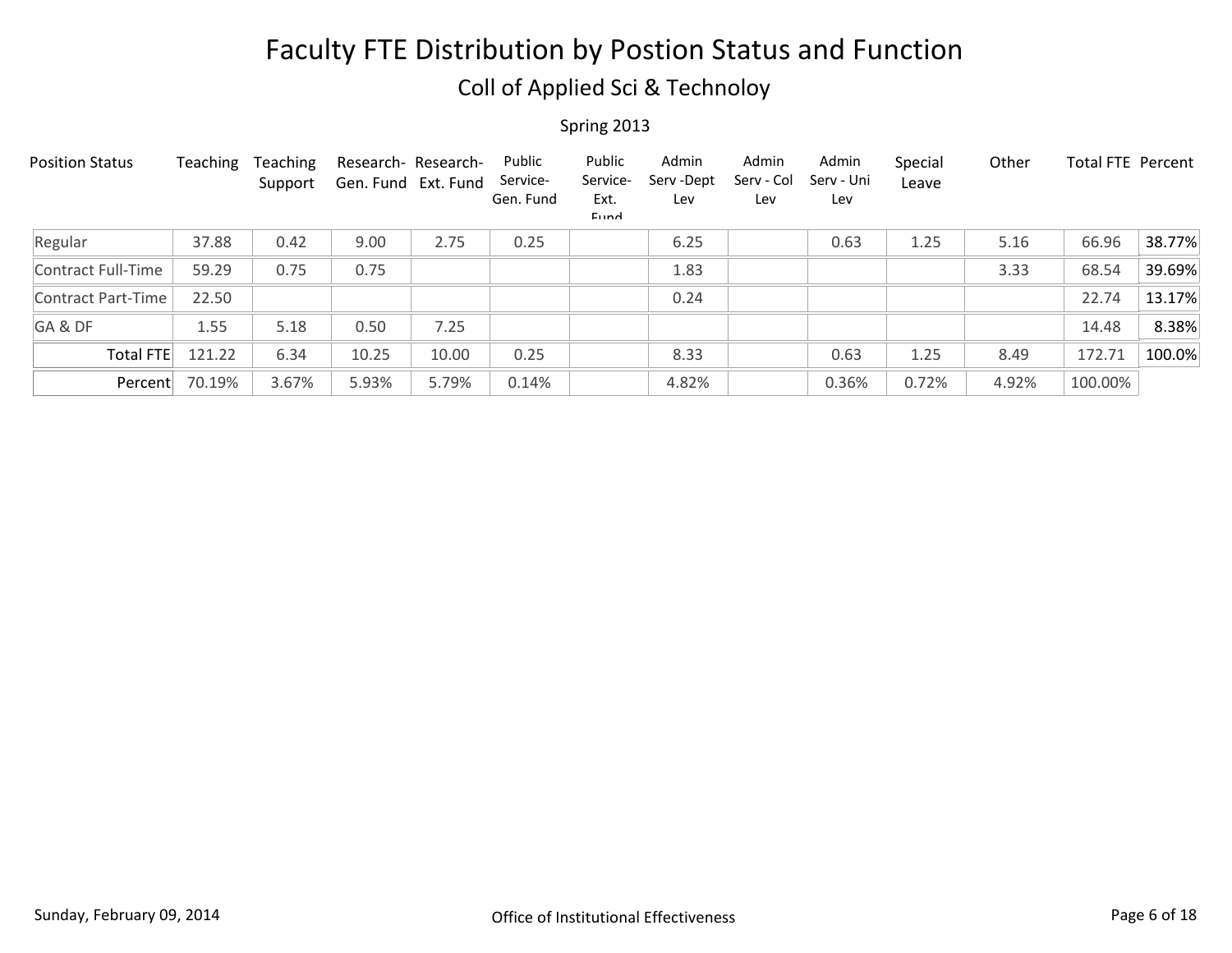# Faculty FTE Distribution by Postion Status and Function

## Coll of Applied Sci & Technoloy

Spring 2013

| Position Status | Teaching | Teaching Support | Research- Gen. Fund | Research- Ext. Fund | Public Service- Gen. Fund | Public Service- Ext. Fund | Admin Serv -Dept Lev | Admin Serv - Col Lev | Admin Serv - Uni Lev | Special Leave | Other | Total FTE | Percent |
|---|---|---|---|---|---|---|---|---|---|---|---|---|---|
| Regular | 37.88 | 0.42 | 9.00 | 2.75 | 0.25 | | 6.25 | | 0.63 | 1.25 | 5.16 | 66.96 | 38.77% |
| Contract Full-Time | 59.29 | 0.75 | 0.75 | | | | 1.83 | | | | 3.33 | 68.54 | 39.69% |
| Contract Part-Time | 22.50 | | | | | | 0.24 | | | | | 22.74 | 13.17% |
| GA & DF | 1.55 | 5.18 | 0.50 | 7.25 | | | | | | | | 14.48 | 8.38% |
| Total FTE | 121.22 | 6.34 | 10.25 | 10.00 | 0.25 | | 8.33 | | 0.63 | 1.25 | 8.49 | 172.71 | 100.0% |
| Percent | 70.19% | 3.67% | 5.93% | 5.79% | 0.14% | | 4.82% | | 0.36% | 0.72% | 4.92% | 100.00% | |

Sunday, February 09, 2014

Office of Institutional Effectiveness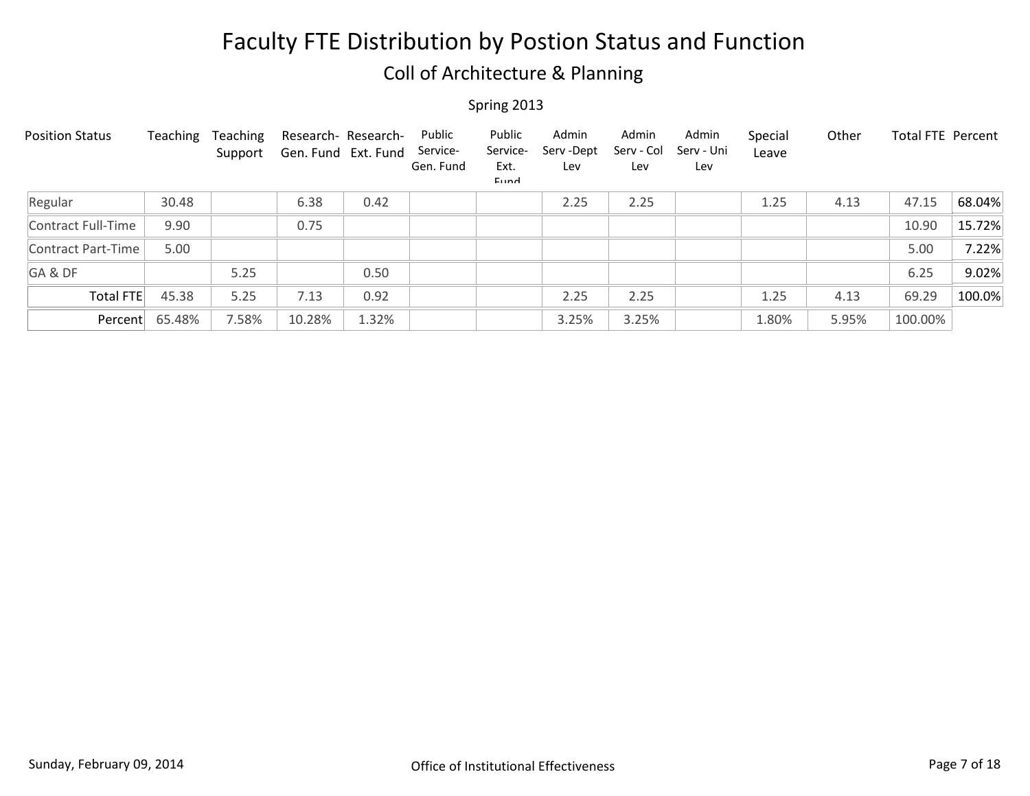# Faculty FTE Distribution by Postion Status and Function

## Coll of Architecture & Planning

Spring 2013

| Position Status | Teaching | Teaching Support | Research-Gen. Fund | Research-Ext. Fund | Public Service-Gen. Fund | Public Service-Ext. Fund | Admin Serv -Dept Lev | Admin Serv - Col Lev | Admin Serv - Uni Lev | Special Leave | Other | Total FTE | Percent |
|---|---|---|---|---|---|---|---|---|---|---|---|---|---|
| Regular | 30.48 | | 6.38 | 0.42 | | | 2.25 | 2.25 | | 1.25 | 4.13 | 47.15 | 68.04% |
| Contract Full-Time | 9.90 | | 0.75 | | | | | | | | | 10.90 | 15.72% |
| Contract Part-Time | 5.00 | | | | | | | | | | | 5.00 | 7.22% |
| GA & DF | | 5.25 | | 0.50 | | | | | | | | 6.25 | 9.02% |
| Total FTE | 45.38 | 5.25 | 7.13 | 0.92 | | | 2.25 | 2.25 | | 1.25 | 4.13 | 69.29 | 100.0% |
| Percent | 65.48% | 7.58% | 10.28% | 1.32% | | | 3.25% | 3.25% | | 1.80% | 5.95% | 100.00% | |

Sunday, February 09, 2014

Office of Institutional Effectiveness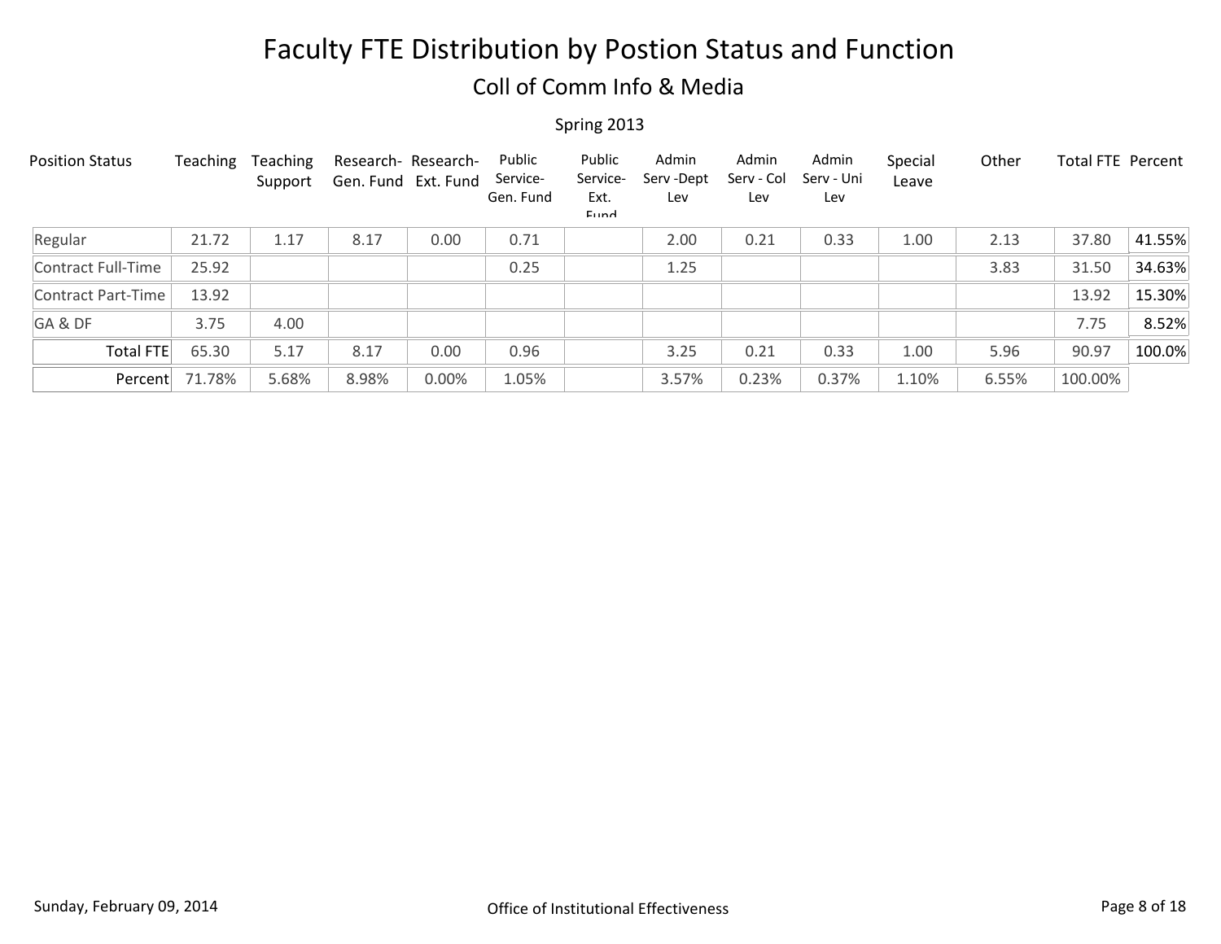# Faculty FTE Distribution by Postion Status and Function

## Coll of Comm Info & Media

Spring 2013

| Position Status | Teaching | Teaching Support | Research-Gen. Fund | Research-Ext. Fund | Public Service-Gen. Fund | Public Service-Ext. Fund | Admin Serv -Dept Lev | Admin Serv - Col Lev | Admin Serv - Uni Lev | Special Leave | Other | Total FTE | Percent |
|---|---|---|---|---|---|---|---|---|---|---|---|---|---|
| Regular | 21.72 | 1.17 | 8.17 | 0.00 | 0.71 | | 2.00 | 0.21 | 0.33 | 1.00 | 2.13 | 37.80 | 41.55% |
| Contract Full-Time | 25.92 | | | | 0.25 | | 1.25 | | | | 3.83 | 31.50 | 34.63% |
| Contract Part-Time | 13.92 | | | | | | | | | | | 13.92 | 15.30% |
| GA & DF | 3.75 | 4.00 | | | | | | | | | | 7.75 | 8.52% |
| Total FTE | 65.30 | 5.17 | 8.17 | 0.00 | 0.96 | | 3.25 | 0.21 | 0.33 | 1.00 | 5.96 | 90.97 | 100.0% |
| Percent | 71.78% | 5.68% | 8.98% | 0.00% | 1.05% | | 3.57% | 0.23% | 0.37% | 1.10% | 6.55% | 100.00% | |

Sunday, February 09, 2014

Office of Institutional Effectiveness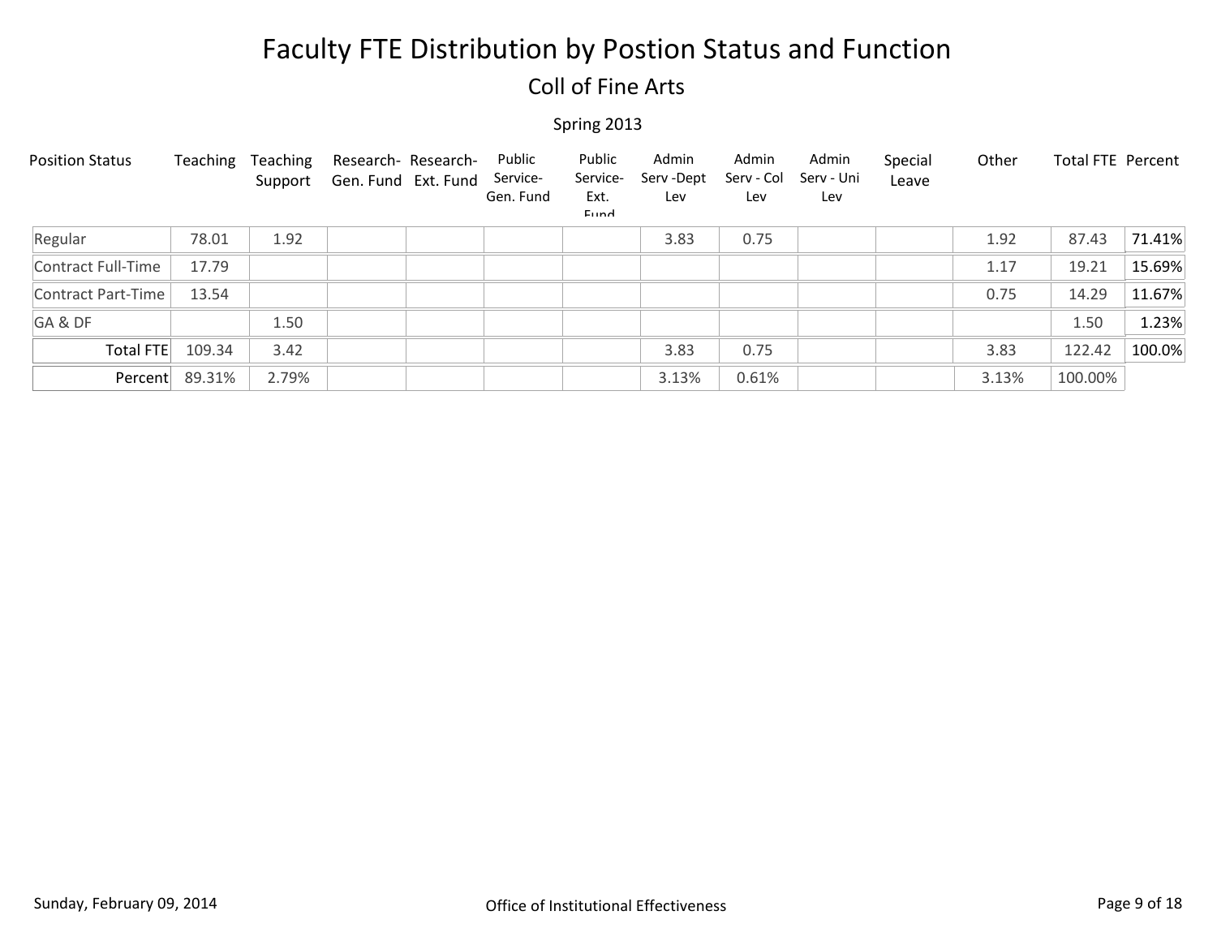# Faculty FTE Distribution by Postion Status and Function

## Coll of Fine Arts

Spring 2013

| Position Status | Teaching | Teaching Support | Research- Gen. Fund | Research- Ext. Fund | Public Service- Gen. Fund | Public Service- Ext. Fund | Admin Serv -Dept Lev | Admin Serv - Col Lev | Admin Serv - Uni Lev | Special Leave | Other | Total FTE | Percent |
|---|---|---|---|---|---|---|---|---|---|---|---|---|---|
| Regular | 78.01 | 1.92 | | | | | 3.83 | 0.75 | | | 1.92 | 87.43 | 71.41% |
| Contract Full-Time | 17.79 | | | | | | | | | | 1.17 | 19.21 | 15.69% |
| Contract Part-Time | 13.54 | | | | | | | | | | 0.75 | 14.29 | 11.67% |
| GA & DF | | 1.50 | | | | | | | | | | 1.50 | 1.23% |
| Total FTE | 109.34 | 3.42 | | | | | 3.83 | 0.75 | | | 3.83 | 122.42 | 100.0% |
| Percent | 89.31% | 2.79% | | | | | 3.13% | 0.61% | | | 3.13% | 100.00% | |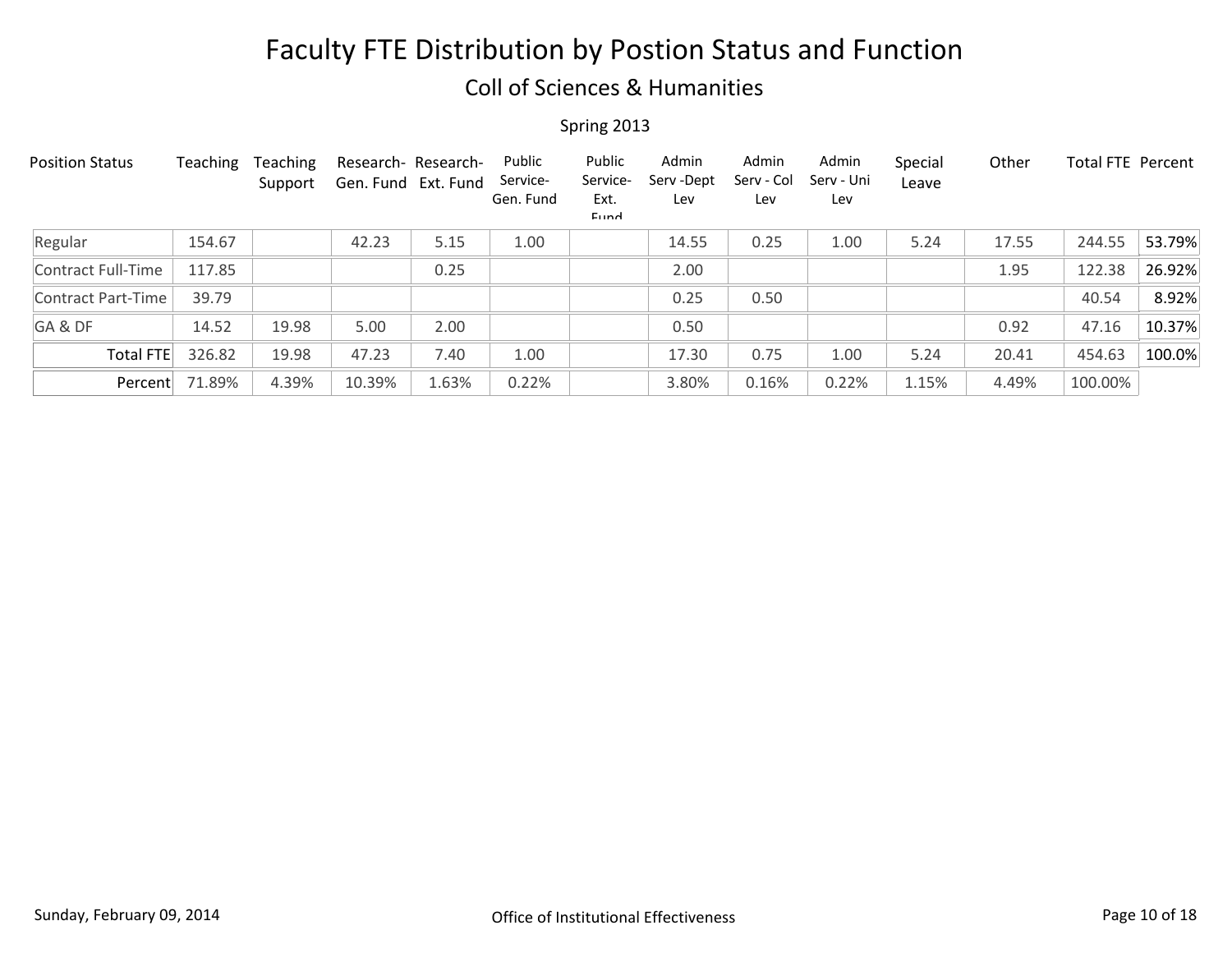# Faculty FTE Distribution by Postion Status and Function

## Coll of Sciences & Humanities

Spring 2013

| Position Status | Teaching | Teaching Support | Research- Gen. Fund | Research- Ext. Fund | Public Service- Gen. Fund | Public Service- Ext. Fund | Admin Serv -Dept Lev | Admin Serv - Col Lev | Admin Serv - Uni Lev | Special Leave | Other | Total FTE | Percent |
|---|---|---|---|---|---|---|---|---|---|---|---|---|---|
| Regular | 154.67 | | 42.23 | 5.15 | 1.00 | | 14.55 | 0.25 | 1.00 | 5.24 | 17.55 | 244.55 | 53.79% |
| Contract Full-Time | 117.85 | | | 0.25 | | | 2.00 | | | | 1.95 | 122.38 | 26.92% |
| Contract Part-Time | 39.79 | | | | | | 0.25 | 0.50 | | | | 40.54 | 8.92% |
| GA & DF | 14.52 | 19.98 | 5.00 | 2.00 | | | 0.50 | | | | 0.92 | 47.16 | 10.37% |
| Total FTE | 326.82 | 19.98 | 47.23 | 7.40 | 1.00 | | 17.30 | 0.75 | 1.00 | 5.24 | 20.41 | 454.63 | 100.0% |
| Percent | 71.89% | 4.39% | 10.39% | 1.63% | 0.22% | | 3.80% | 0.16% | 0.22% | 1.15% | 4.49% | 100.00% | |

Sunday, February 09, 2014 — Office of Institutional Effectiveness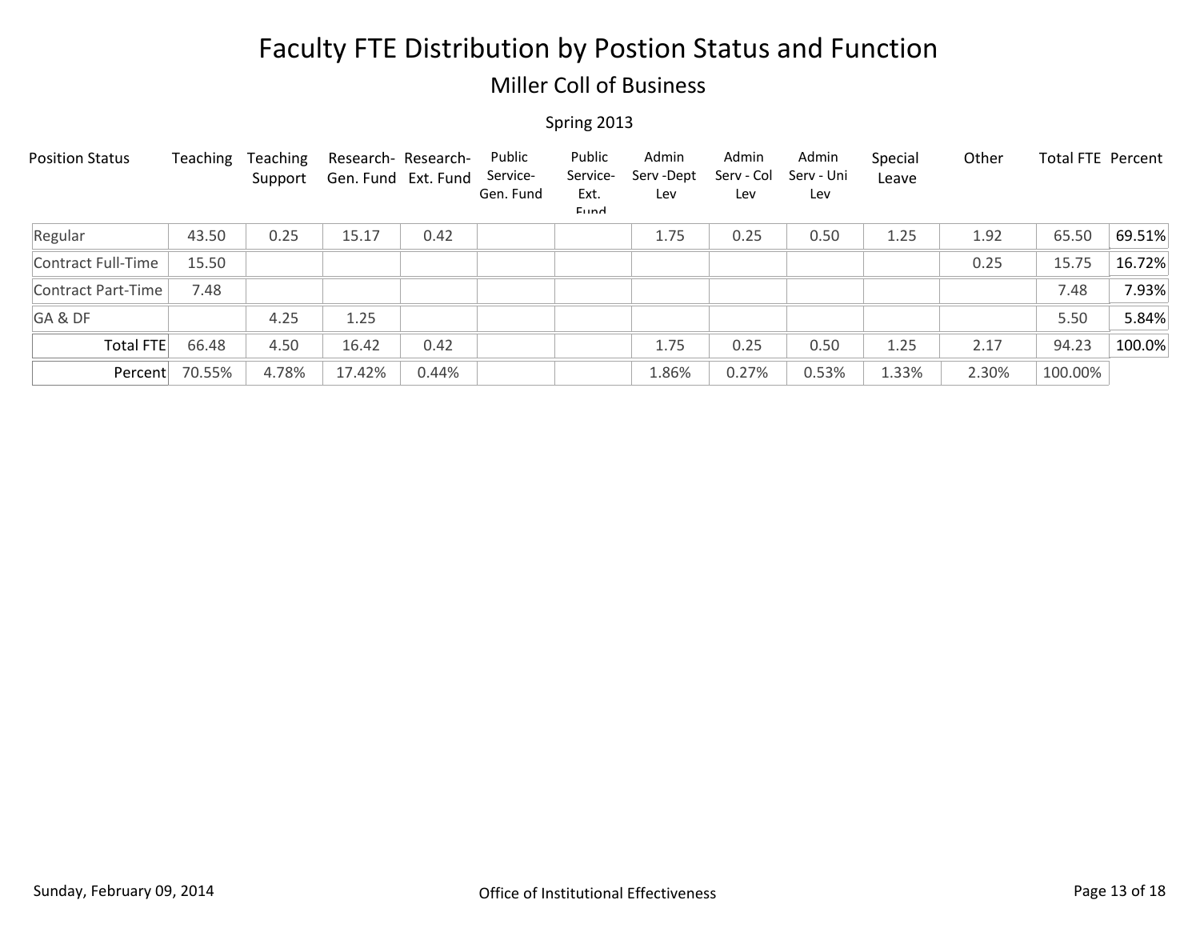# Faculty FTE Distribution by Postion Status and Function

## Miller Coll of Business

Spring 2013

| Position Status | Teaching | Teaching Support | Research-Gen. Fund | Research-Ext. Fund | Public Service-Gen. Fund | Public Service-Ext. Fund | Admin Serv -Dept Lev | Admin Serv - Col Lev | Admin Serv - Uni Lev | Special Leave | Other | Total FTE | Percent |
|---|---|---|---|---|---|---|---|---|---|---|---|---|---|
| Regular | 43.50 | 0.25 | 15.17 | 0.42 | | | 1.75 | 0.25 | 0.50 | 1.25 | 1.92 | 65.50 | 69.51% |
| Contract Full-Time | 15.50 | | | | | | | | | | 0.25 | 15.75 | 16.72% |
| Contract Part-Time | 7.48 | | | | | | | | | | | 7.48 | 7.93% |
| GA & DF | | 4.25 | 1.25 | | | | | | | | | 5.50 | 5.84% |
| Total FTE | 66.48 | 4.50 | 16.42 | 0.42 | | | 1.75 | 0.25 | 0.50 | 1.25 | 2.17 | 94.23 | 100.0% |
| Percent | 70.55% | 4.78% | 17.42% | 0.44% | | | 1.86% | 0.27% | 0.53% | 1.33% | 2.30% | 100.00% | |

Sunday, February 09, 2014

Office of Institutional Effectiveness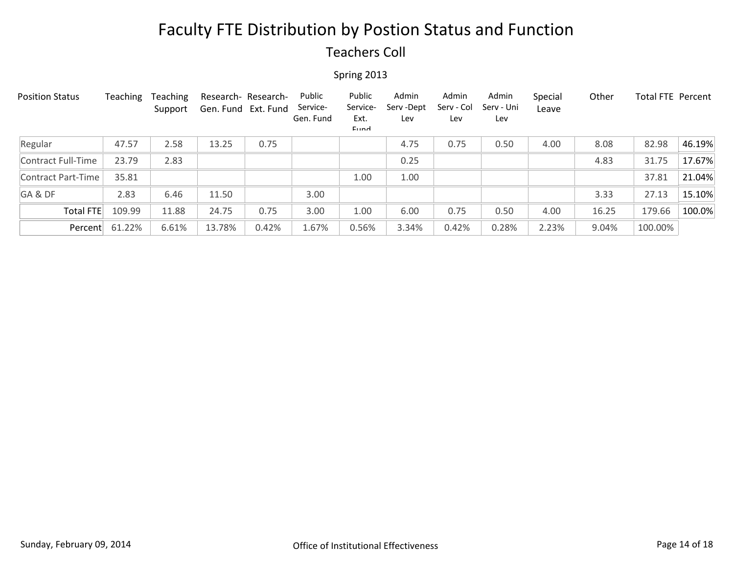# Faculty FTE Distribution by Postion Status and Function

## Teachers Coll

Spring 2013

| Position Status | Teaching | Teaching Support | Research- Gen. Fund | Research- Ext. Fund | Public Service- Gen. Fund | Public Service- Ext. Fund | Admin Serv -Dept Lev | Admin Serv - Col Lev | Admin Serv - Uni Lev | Special Leave | Other | Total FTE | Percent |
|---|---|---|---|---|---|---|---|---|---|---|---|---|---|
| Regular | 47.57 | 2.58 | 13.25 | 0.75 | | | 4.75 | 0.75 | 0.50 | 4.00 | 8.08 | 82.98 | 46.19% |
| Contract Full-Time | 23.79 | 2.83 | | | | | 0.25 | | | | 4.83 | 31.75 | 17.67% |
| Contract Part-Time | 35.81 | | | | | 1.00 | 1.00 | | | | | 37.81 | 21.04% |
| GA & DF | 2.83 | 6.46 | 11.50 | | 3.00 | | | | | | 3.33 | 27.13 | 15.10% |
| Total FTE | 109.99 | 11.88 | 24.75 | 0.75 | 3.00 | 1.00 | 6.00 | 0.75 | 0.50 | 4.00 | 16.25 | 179.66 | 100.0% |
| Percent | 61.22% | 6.61% | 13.78% | 0.42% | 1.67% | 0.56% | 3.34% | 0.42% | 0.28% | 2.23% | 9.04% | 100.00% | |

Sunday, February 09, 2014

Office of Institutional Effectiveness